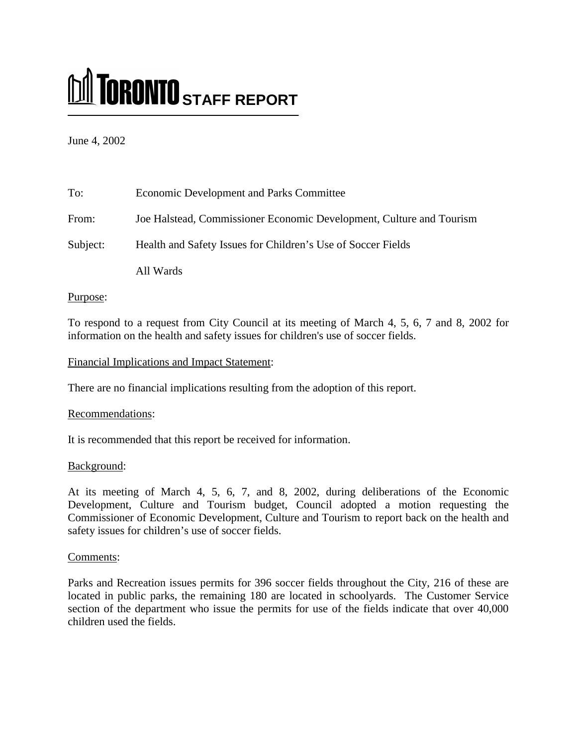# TORONTO STAFF REPORT

June 4, 2002

To: Economic Development and Parks Committee

From: Joe Halstead, Commissioner Economic Development, Culture and Tourism

Subject: Health and Safety Issues for Children's Use of Soccer Fields

All Wards

Purpose:

To respond to a request from City Council at its meeting of March 4, 5, 6, 7 and 8, 2002 for information on the health and safety issues for children's use of soccer fields.

Financial Implications and Impact Statement:

There are no financial implications resulting from the adoption of this report.

Recommendations:

It is recommended that this report be received for information.

Background:

At its meeting of March 4, 5, 6, 7, and 8, 2002, during deliberations of the Economic Development, Culture and Tourism budget, Council adopted a motion requesting the Commissioner of Economic Development, Culture and Tourism to report back on the health and safety issues for children's use of soccer fields.

Comments:

Parks and Recreation issues permits for 396 soccer fields throughout the City, 216 of these are located in public parks, the remaining 180 are located in schoolyards. The Customer Service section of the department who issue the permits for use of the fields indicate that over 40,000 children used the fields.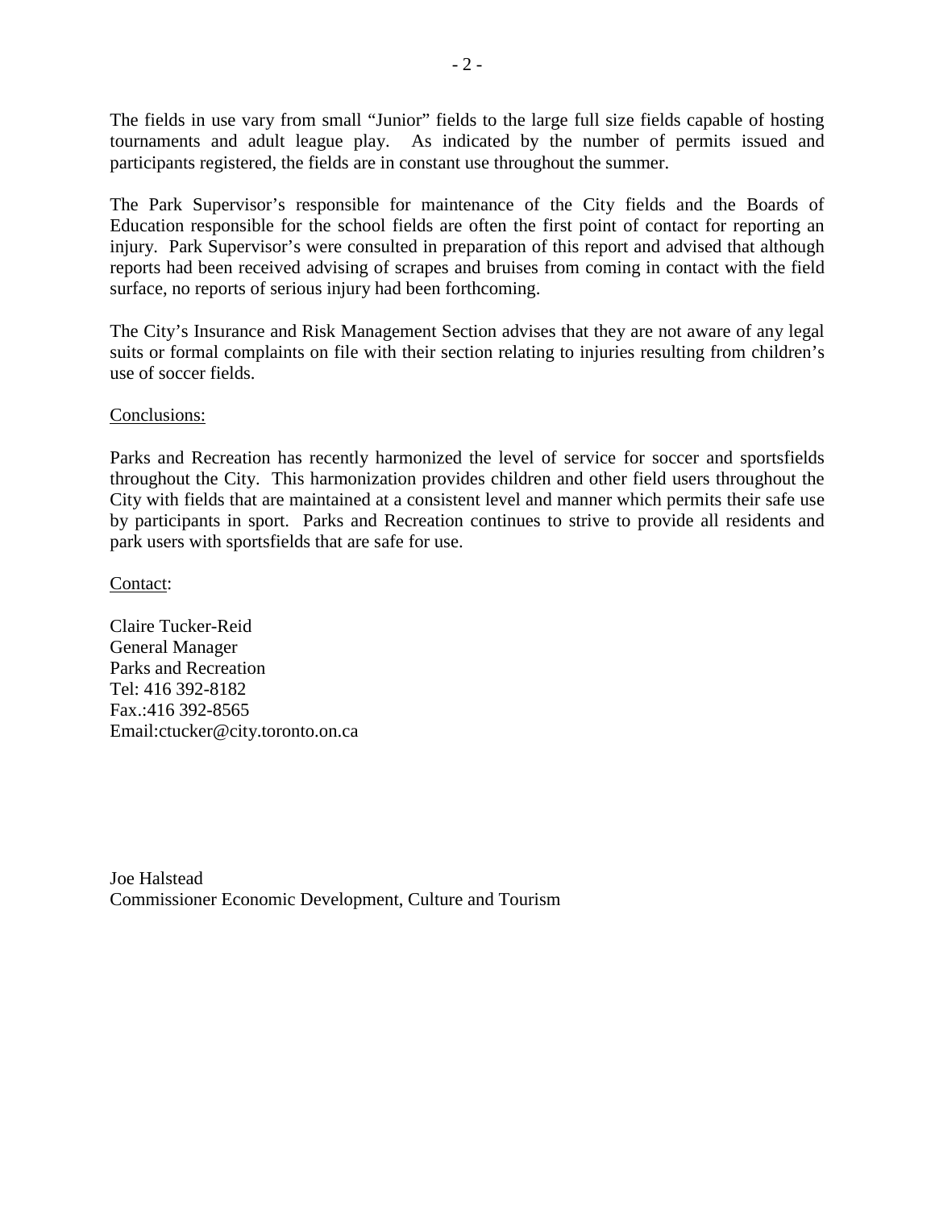The fields in use vary from small "Junior" fields to the large full size fields capable of hosting tournaments and adult league play. As indicated by the number of permits issued and participants registered, the fields are in constant use throughout the summer.

The Park Supervisor's responsible for maintenance of the City fields and the Boards of Education responsible for the school fields are often the first point of contact for reporting an injury. Park Supervisor's were consulted in preparation of this report and advised that although reports had been received advising of scrapes and bruises from coming in contact with the field surface, no reports of serious injury had been forthcoming.

The City's Insurance and Risk Management Section advises that they are not aware of any legal suits or formal complaints on file with their section relating to injuries resulting from children's use of soccer fields.

Conclusions:

Parks and Recreation has recently harmonized the level of service for soccer and sportsfields throughout the City. This harmonization provides children and other field users throughout the City with fields that are maintained at a consistent level and manner which permits their safe use by participants in sport. Parks and Recreation continues to strive to provide all residents and park users with sportsfields that are safe for use.

Contact:

Claire Tucker-Reid
General Manager
Parks and Recreation
Tel: 416 392-8182
Fax.:416 392-8565
Email:ctucker@city.toronto.on.ca

Joe Halstead
Commissioner Economic Development, Culture and Tourism